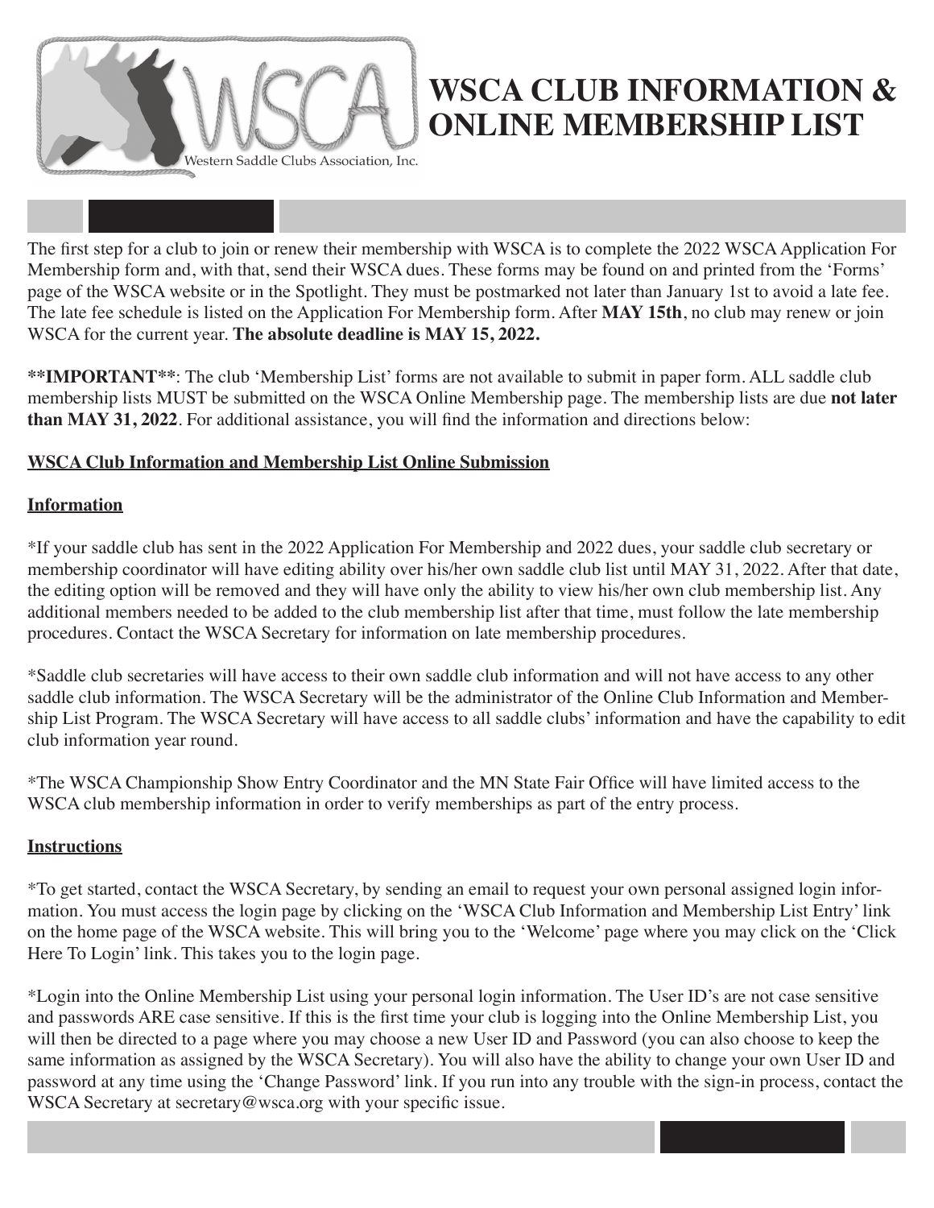# WSCA CLUB INFORMATION & ONLINE MEMBERSHIP LIST

Western Saddle Clubs Association, Inc.

The first step for a club to join or renew their membership with WSCA is to complete the 2022 WSCA Application For Membership form and, with that, send their WSCA dues. These forms may be found on and printed from the 'Forms' page of the WSCA website or in the Spotlight. They must be postmarked not later than January 1st to avoid a late fee. The late fee schedule is listed on the Application For Membership form. After **MAY 15th**, no club may renew or join WSCA for the current year. **The absolute deadline is MAY 15, 2022.**

**\*\*IMPORTANT\*\***: The club 'Membership List' forms are not available to submit in paper form. ALL saddle club membership lists MUST be submitted on the WSCA Online Membership page. The membership lists are due **not later than MAY 31, 2022**. For additional assistance, you will find the information and directions below:

**WSCA Club Information and Membership List Online Submission**

**Information**

*If your saddle club has sent in the 2022 Application For Membership and 2022 dues, your saddle club secretary or membership coordinator will have editing ability over his/her own saddle club list until MAY 31, 2022. After that date, the editing option will be removed and they will have only the ability to view his/her own club membership list. Any additional members needed to be added to the club membership list after that time, must follow the late membership procedures. Contact the WSCA Secretary for information on late membership procedures.

*Saddle club secretaries will have access to their own saddle club information and will not have access to any other saddle club information. The WSCA Secretary will be the administrator of the Online Club Information and Membership List Program. The WSCA Secretary will have access to all saddle clubs' information and have the capability to edit club information year round.

*The WSCA Championship Show Entry Coordinator and the MN State Fair Office will have limited access to the WSCA club membership information in order to verify memberships as part of the entry process.

**Instructions**

*To get started, contact the WSCA Secretary, by sending an email to request your own personal assigned login information. You must access the login page by clicking on the 'WSCA Club Information and Membership List Entry' link on the home page of the WSCA website. This will bring you to the 'Welcome' page where you may click on the 'Click Here To Login' link. This takes you to the login page.

*Login into the Online Membership List using your personal login information. The User ID's are not case sensitive and passwords ARE case sensitive. If this is the first time your club is logging into the Online Membership List, you will then be directed to a page where you may choose a new User ID and Password (you can also choose to keep the same information as assigned by the WSCA Secretary). You will also have the ability to change your own User ID and password at any time using the 'Change Password' link. If you run into any trouble with the sign-in process, contact the WSCA Secretary at secretary@wsca.org with your specific issue.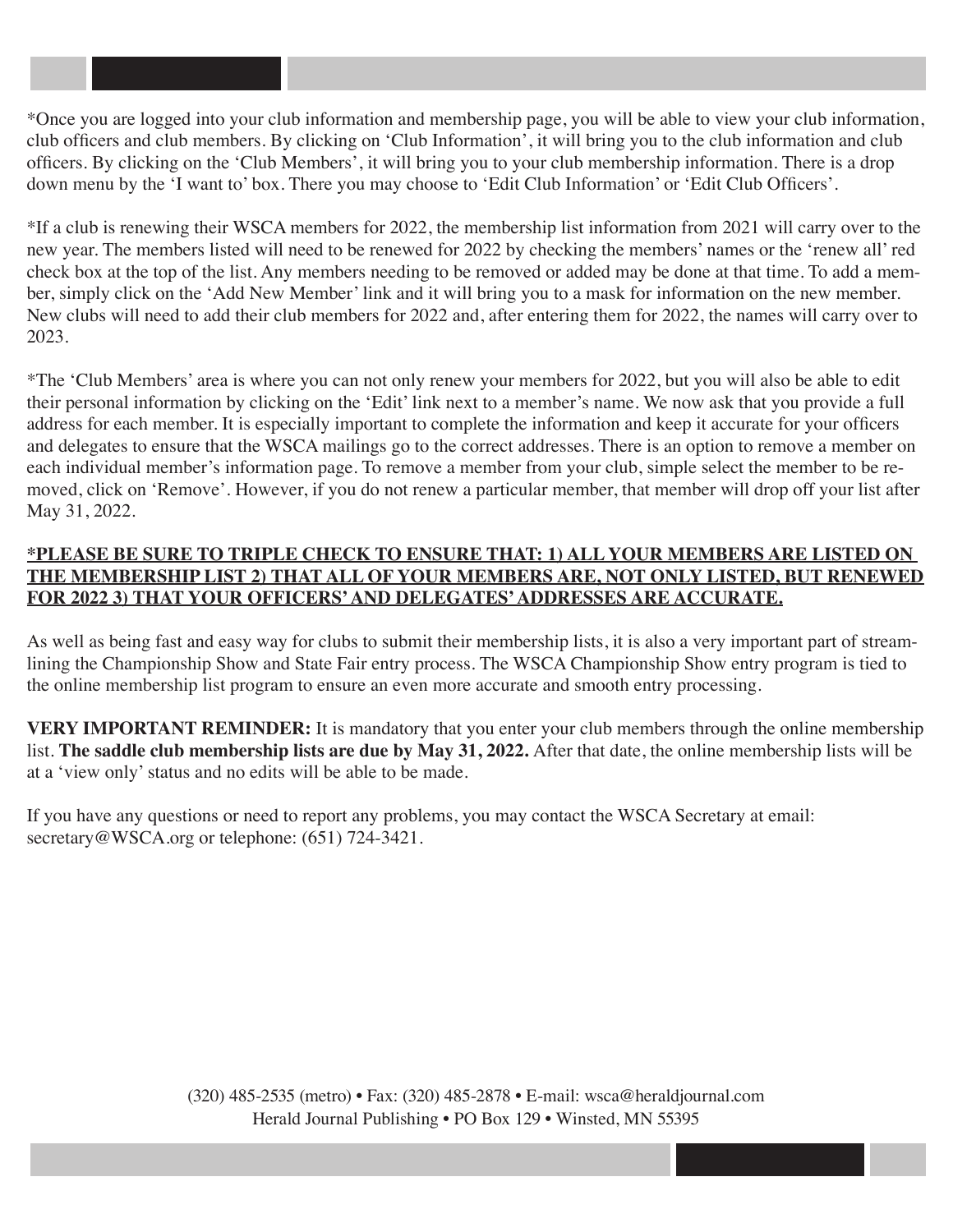*Once you are logged into your club information and membership page, you will be able to view your club information, club officers and club members. By clicking on 'Club Information', it will bring you to the club information and club officers. By clicking on the 'Club Members', it will bring you to your club membership information. There is a drop down menu by the 'I want to' box. There you may choose to 'Edit Club Information' or 'Edit Club Officers'.

*If a club is renewing their WSCA members for 2022, the membership list information from 2021 will carry over to the new year. The members listed will need to be renewed for 2022 by checking the members' names or the 'renew all' red check box at the top of the list. Any members needing to be removed or added may be done at that time. To add a member, simply click on the 'Add New Member' link and it will bring you to a mask for information on the new member. New clubs will need to add their club members for 2022 and, after entering them for 2022, the names will carry over to 2023.

*The 'Club Members' area is where you can not only renew your members for 2022, but you will also be able to edit their personal information by clicking on the 'Edit' link next to a member's name. We now ask that you provide a full address for each member. It is especially important to complete the information and keep it accurate for your officers and delegates to ensure that the WSCA mailings go to the correct addresses. There is an option to remove a member on each individual member's information page. To remove a member from your club, simple select the member to be removed, click on 'Remove'. However, if you do not renew a particular member, that member will drop off your list after May 31, 2022.

**<u>*PLEASE BE SURE TO TRIPLE CHECK TO ENSURE THAT: 1) ALL YOUR MEMBERS ARE LISTED ON THE MEMBERSHIP LIST 2) THAT ALL OF YOUR MEMBERS ARE, NOT ONLY LISTED, BUT RENEWED FOR 2022 3) THAT YOUR OFFICERS' AND DELEGATES' ADDRESSES ARE ACCURATE.</u>**

As well as being fast and easy way for clubs to submit their membership lists, it is also a very important part of streamlining the Championship Show and State Fair entry process. The WSCA Championship Show entry program is tied to the online membership list program to ensure an even more accurate and smooth entry processing.

**VERY IMPORTANT REMINDER:** It is mandatory that you enter your club members through the online membership list. **The saddle club membership lists are due by May 31, 2022.** After that date, the online membership lists will be at a 'view only' status and no edits will be able to be made.

If you have any questions or need to report any problems, you may contact the WSCA Secretary at email: secretary@WSCA.org or telephone: (651) 724-3421.

(320) 485-2535 (metro) • Fax: (320) 485-2878 • E-mail: wsca@heraldjournal.com
Herald Journal Publishing • PO Box 129 • Winsted, MN 55395